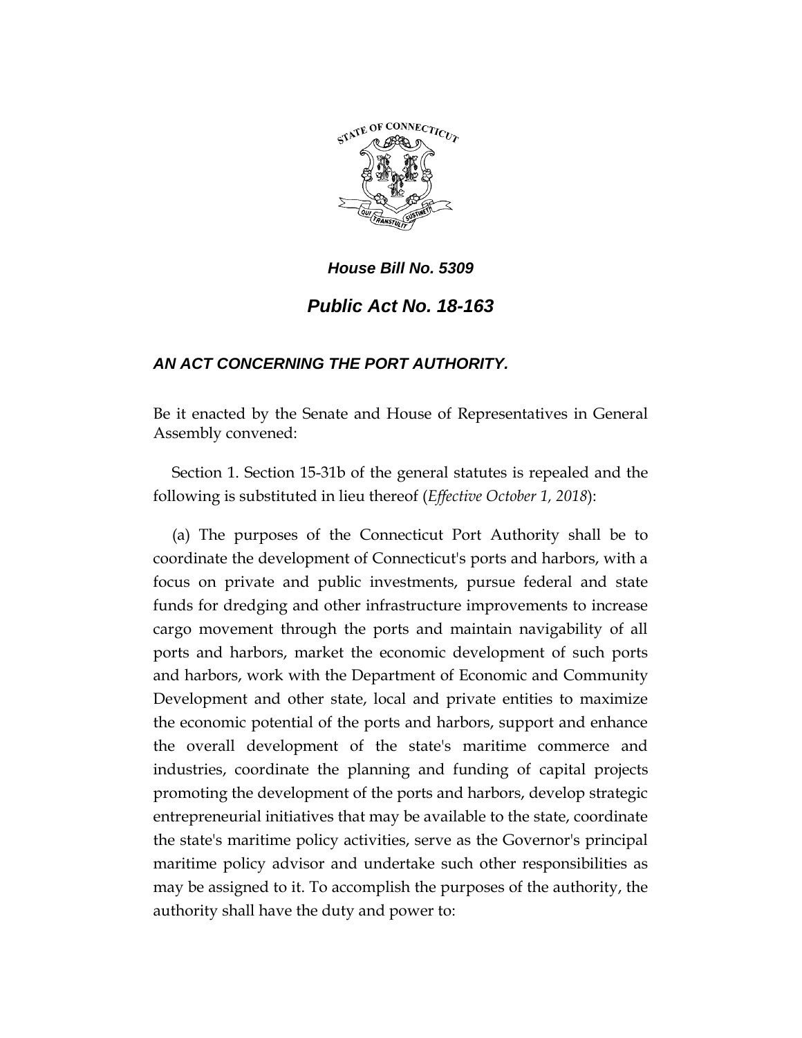***House Bill No. 5309***

## *Public Act No. 18-163*

### *AN ACT CONCERNING THE PORT AUTHORITY.*

Be it enacted by the Senate and House of Representatives in General Assembly convened:

Section 1. Section 15-31b of the general statutes is repealed and the following is substituted in lieu thereof (*Effective October 1, 2018*):

(a) The purposes of the Connecticut Port Authority shall be to coordinate the development of Connecticut's ports and harbors, with a focus on private and public investments, pursue federal and state funds for dredging and other infrastructure improvements to increase cargo movement through the ports and maintain navigability of all ports and harbors, market the economic development of such ports and harbors, work with the Department of Economic and Community Development and other state, local and private entities to maximize the economic potential of the ports and harbors, support and enhance the overall development of the state's maritime commerce and industries, coordinate the planning and funding of capital projects promoting the development of the ports and harbors, develop strategic entrepreneurial initiatives that may be available to the state, coordinate the state's maritime policy activities, serve as the Governor's principal maritime policy advisor and undertake such other responsibilities as may be assigned to it. To accomplish the purposes of the authority, the authority shall have the duty and power to: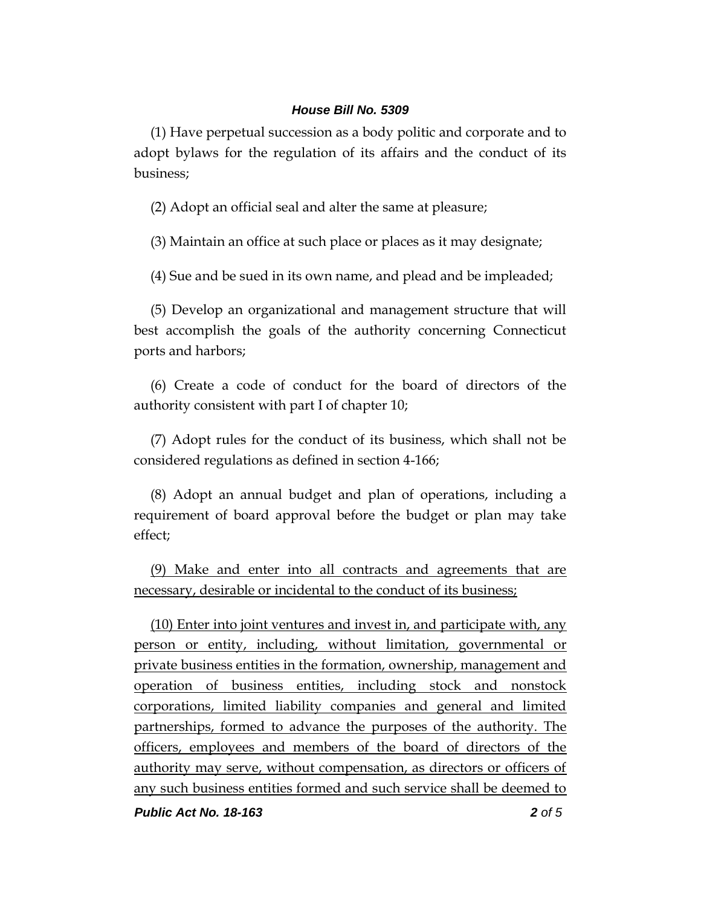(1) Have perpetual succession as a body politic and corporate and to adopt bylaws for the regulation of its affairs and the conduct of its business;

(2) Adopt an official seal and alter the same at pleasure;

(3) Maintain an office at such place or places as it may designate;

(4) Sue and be sued in its own name, and plead and be impleaded;

(5) Develop an organizational and management structure that will best accomplish the goals of the authority concerning Connecticut ports and harbors;

(6) Create a code of conduct for the board of directors of the authority consistent with part I of chapter 10;

(7) Adopt rules for the conduct of its business, which shall not be considered regulations as defined in section 4-166;

(8) Adopt an annual budget and plan of operations, including a requirement of board approval before the budget or plan may take effect;

<u>(9) Make and enter into all contracts and agreements that are necessary, desirable or incidental to the conduct of its business;</u>

<u>(10) Enter into joint ventures and invest in, and participate with, any person or entity, including, without limitation, governmental or private business entities in the formation, ownership, management and operation of business entities, including stock and nonstock corporations, limited liability companies and general and limited partnerships, formed to advance the purposes of the authority. The officers, employees and members of the board of directors of the authority may serve, without compensation, as directors or officers of any such business entities formed and such service shall be deemed to</u>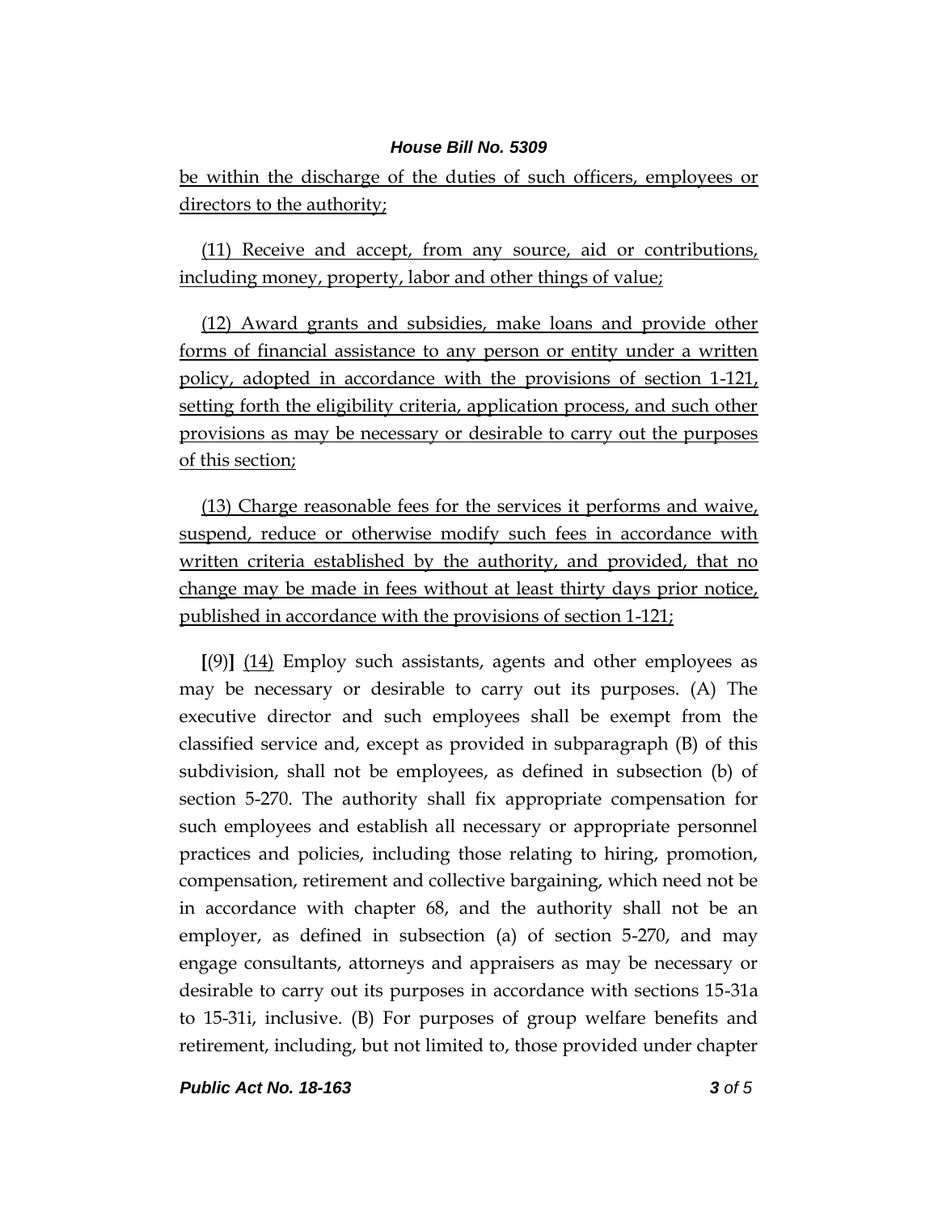be within the discharge of the duties of such officers, employees or directors to the authority;

(11) Receive and accept, from any source, aid or contributions, including money, property, labor and other things of value;

(12) Award grants and subsidies, make loans and provide other forms of financial assistance to any person or entity under a written policy, adopted in accordance with the provisions of section 1-121, setting forth the eligibility criteria, application process, and such other provisions as may be necessary or desirable to carry out the purposes of this section;

(13) Charge reasonable fees for the services it performs and waive, suspend, reduce or otherwise modify such fees in accordance with written criteria established by the authority, and provided, that no change may be made in fees without at least thirty days prior notice, published in accordance with the provisions of section 1-121;

**[**(9)**]** (14) Employ such assistants, agents and other employees as may be necessary or desirable to carry out its purposes. (A) The executive director and such employees shall be exempt from the classified service and, except as provided in subparagraph (B) of this subdivision, shall not be employees, as defined in subsection (b) of section 5-270. The authority shall fix appropriate compensation for such employees and establish all necessary or appropriate personnel practices and policies, including those relating to hiring, promotion, compensation, retirement and collective bargaining, which need not be in accordance with chapter 68, and the authority shall not be an employer, as defined in subsection (a) of section 5-270, and may engage consultants, attorneys and appraisers as may be necessary or desirable to carry out its purposes in accordance with sections 15-31a to 15-31i, inclusive. (B) For purposes of group welfare benefits and retirement, including, but not limited to, those provided under chapter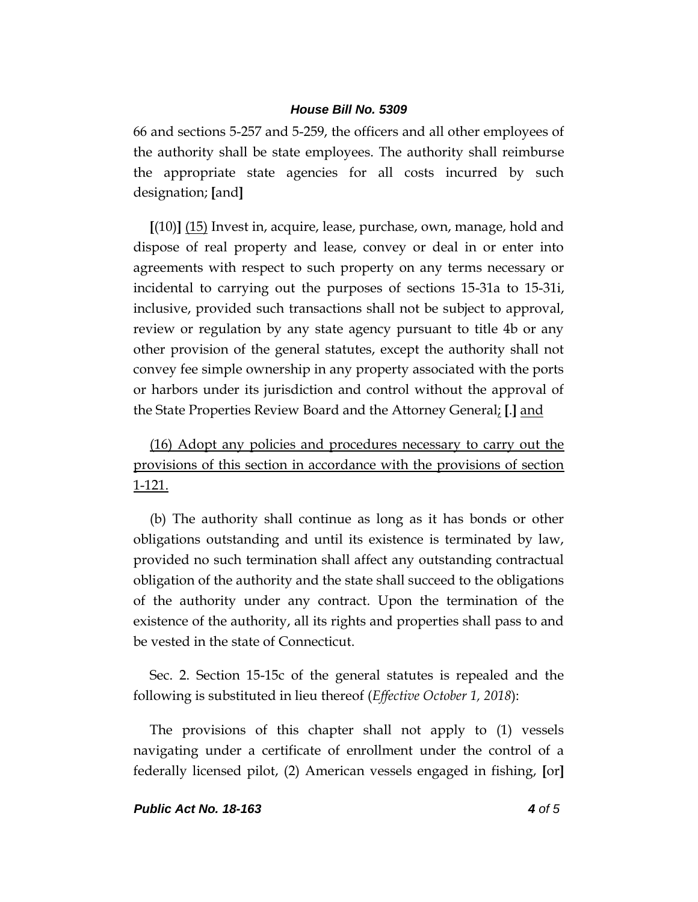66 and sections 5-257 and 5-259, the officers and all other employees of the authority shall be state employees. The authority shall reimburse the appropriate state agencies for all costs incurred by such designation; **[**and**]**

**[**(10)**]** <u>(15)</u> Invest in, acquire, lease, purchase, own, manage, hold and dispose of real property and lease, convey or deal in or enter into agreements with respect to such property on any terms necessary or incidental to carrying out the purposes of sections 15-31a to 15-31i, inclusive, provided such transactions shall not be subject to approval, review or regulation by any state agency pursuant to title 4b or any other provision of the general statutes, except the authority shall not convey fee simple ownership in any property associated with the ports or harbors under its jurisdiction and control without the approval of the State Properties Review Board and the Attorney General<u>;</u> **[**.**]** <u>and</u>

<u>(16) Adopt any policies and procedures necessary to carry out the provisions of this section in accordance with the provisions of section 1-121.</u>

(b) The authority shall continue as long as it has bonds or other obligations outstanding and until its existence is terminated by law, provided no such termination shall affect any outstanding contractual obligation of the authority and the state shall succeed to the obligations of the authority under any contract. Upon the termination of the existence of the authority, all its rights and properties shall pass to and be vested in the state of Connecticut.

Sec. 2. Section 15-15c of the general statutes is repealed and the following is substituted in lieu thereof (*Effective October 1, 2018*):

The provisions of this chapter shall not apply to (1) vessels navigating under a certificate of enrollment under the control of a federally licensed pilot, (2) American vessels engaged in fishing, **[**or**]**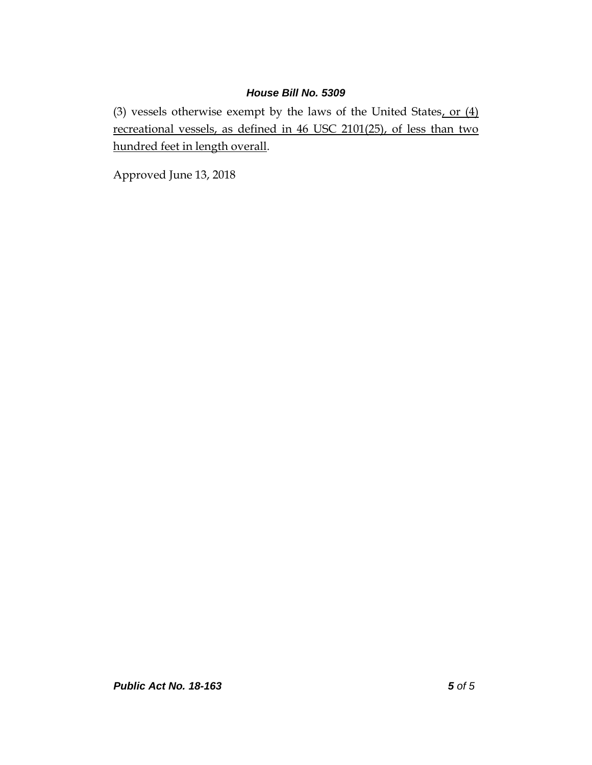(3) vessels otherwise exempt by the laws of the United States<u>, or (4) recreational vessels, as defined in 46 USC 2101(25), of less than two hundred feet in length overall</u>.

Approved June 13, 2018